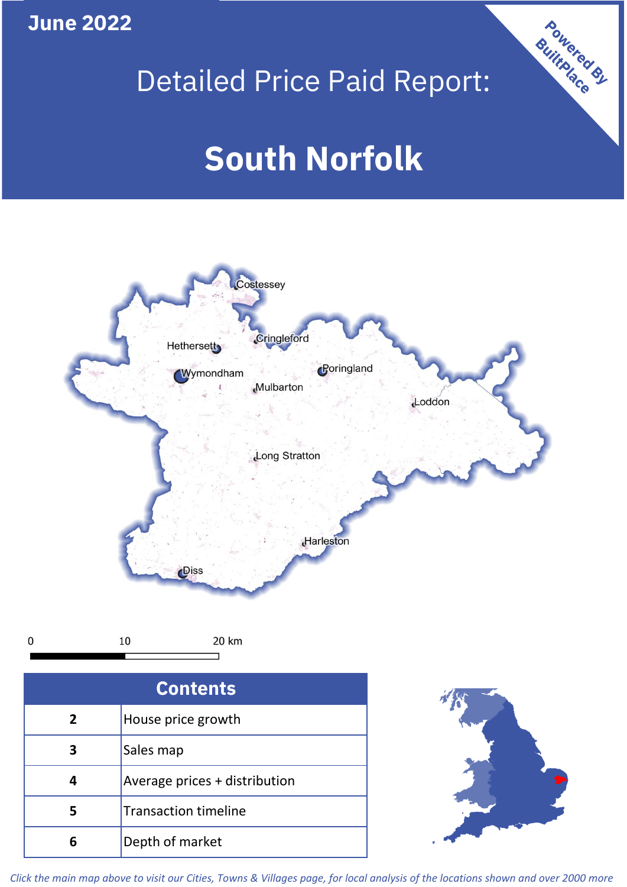June 2022

# Detailed Price Paid Report:

# South Norfolk

Powered By BuiltPlace

Costessey
Cringleford
Hethersett
Wymondham
Poringland
Mulbarton
Loddon
Long Stratton
Harleston
Diss

0 10 20 km

| Contents | |
|---|---|
| 2 | House price growth |
| 3 | Sales map |
| 4 | Average prices + distribution |
| 5 | Transaction timeline |
| 6 | Depth of market |

*Click the main map above to visit our Cities, Towns & Villages page, for local analysis of the locations shown and over 2000 more*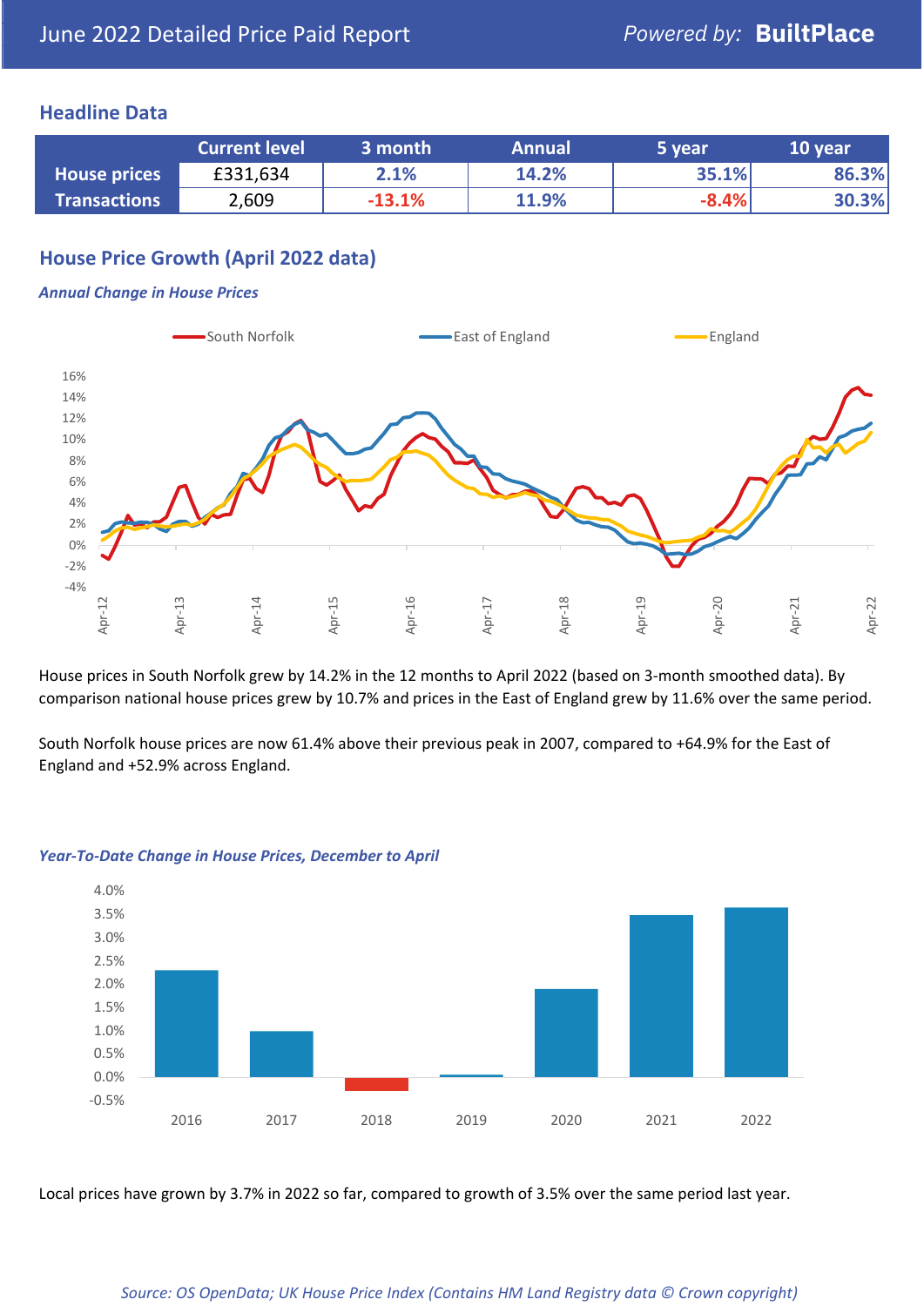June 2022 Detailed Price Paid Report

*Powered by:* **BuiltPlace**

## Headline Data

| | Current level | 3 month | Annual | 5 year | 10 year |
|---|---|---|---|---|---|
| **House prices** | £331,634 | 2.1% | 14.2% | 35.1% | 86.3% |
| **Transactions** | 2,609 | -13.1% | 11.9% | -8.4% | 30.3% |

## House Price Growth (April 2022 data)

### *Annual Change in House Prices*

House prices in South Norfolk grew by 14.2% in the 12 months to April 2022 (based on 3-month smoothed data). By comparison national house prices grew by 10.7% and prices in the East of England grew by 11.6% over the same period.

South Norfolk house prices are now 61.4% above their previous peak in 2007, compared to +64.9% for the East of England and +52.9% across England.

### *Year-To-Date Change in House Prices, December to April*

Local prices have grown by 3.7% in 2022 so far, compared to growth of 3.5% over the same period last year.

*Source: OS OpenData; UK House Price Index (Contains HM Land Registry data © Crown copyright)*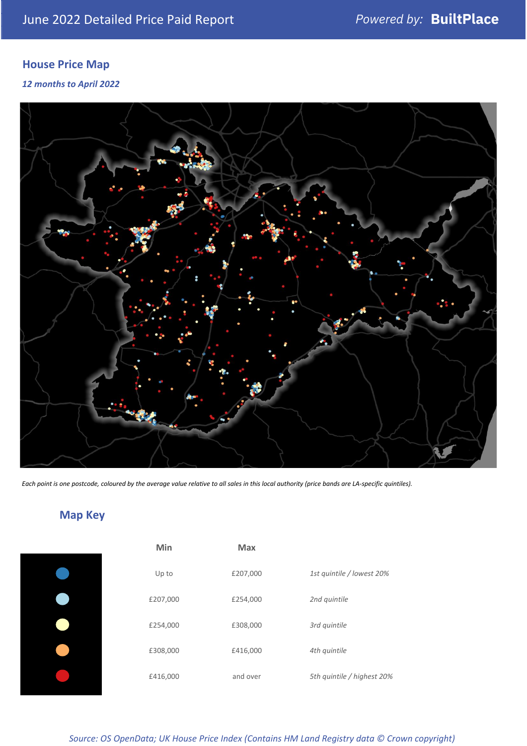June 2022 Detailed Price Paid Report

Powered by: **BuiltPlace**

## House Price Map

*12 months to April 2022*

*Each point is one postcode, coloured by the average value relative to all sales in this local authority (price bands are LA-specific quintiles).*

## Map Key

| | Min | Max | |
|---|---|---|---|
| | Up to | £207,000 | *1st quintile / lowest 20%* |
| | £207,000 | £254,000 | *2nd quintile* |
| | £254,000 | £308,000 | *3rd quintile* |
| | £308,000 | £416,000 | *4th quintile* |
| | £416,000 | and over | *5th quintile / highest 20%* |

*Source: OS OpenData; UK House Price Index (Contains HM Land Registry data © Crown copyright)*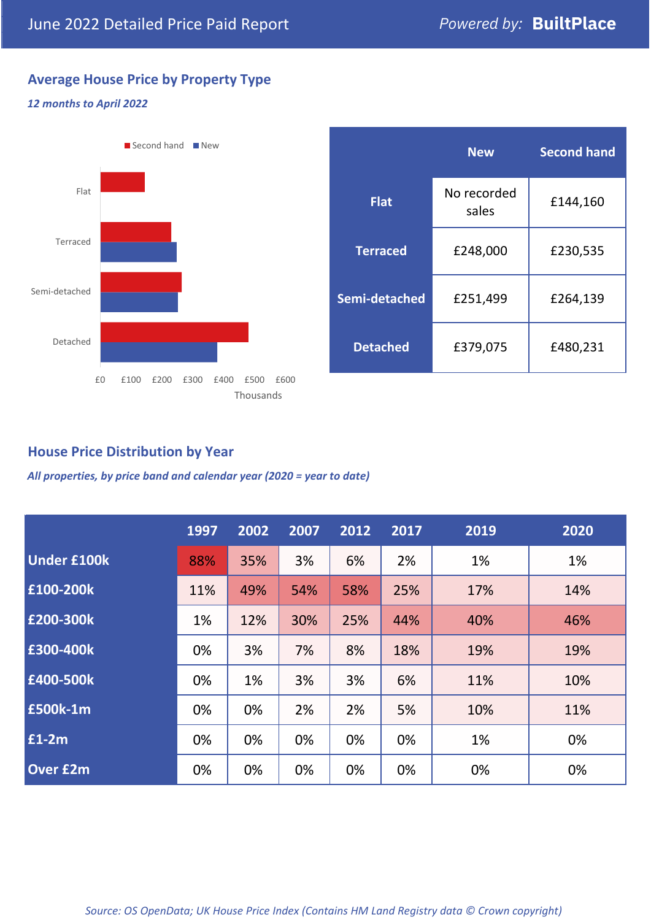June 2022 Detailed Price Paid Report — Powered by: **BuiltPlace**

## Average House Price by Property Type

*12 months to April 2022*

| | New | Second hand |
|---|---|---|
| **Flat** | No recorded sales | £144,160 |
| **Terraced** | £248,000 | £230,535 |
| **Semi-detached** | £251,499 | £264,139 |
| **Detached** | £379,075 | £480,231 |

## House Price Distribution by Year

*All properties, by price band and calendar year (2020 = year to date)*

| | 1997 | 2002 | 2007 | 2012 | 2017 | 2019 | 2020 |
|---|---|---|---|---|---|---|---|
| **Under £100k** | 88% | 35% | 3% | 6% | 2% | 1% | 1% |
| **£100-200k** | 11% | 49% | 54% | 58% | 25% | 17% | 14% |
| **£200-300k** | 1% | 12% | 30% | 25% | 44% | 40% | 46% |
| **£300-400k** | 0% | 3% | 7% | 8% | 18% | 19% | 19% |
| **£400-500k** | 0% | 1% | 3% | 3% | 6% | 11% | 10% |
| **£500k-1m** | 0% | 0% | 2% | 2% | 5% | 10% | 11% |
| **£1-2m** | 0% | 0% | 0% | 0% | 0% | 1% | 0% |
| **Over £2m** | 0% | 0% | 0% | 0% | 0% | 0% | 0% |

*Source: OS OpenData; UK House Price Index (Contains HM Land Registry data © Crown copyright)*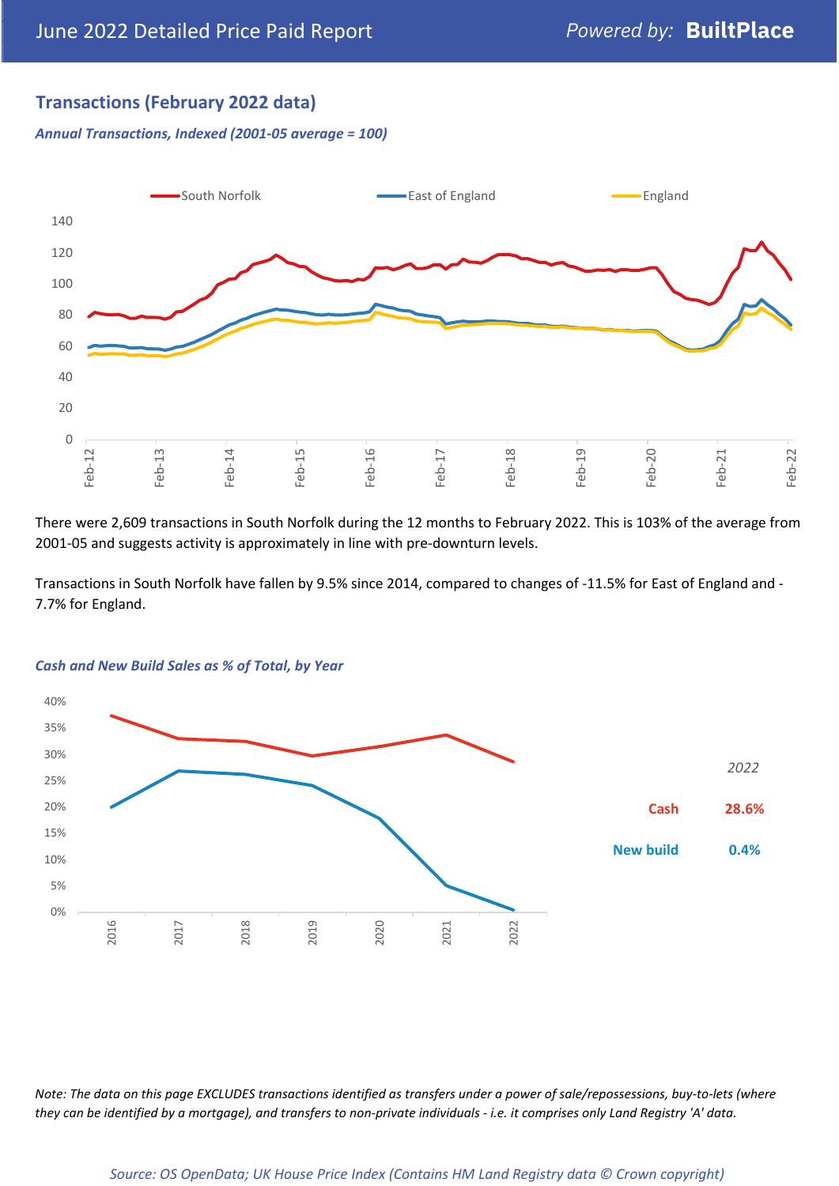## Transactions (February 2022 data)

*Annual Transactions, Indexed (2001-05 average = 100)*

There were 2,609 transactions in South Norfolk during the 12 months to February 2022. This is 103% of the average from 2001-05 and suggests activity is approximately in line with pre-downturn levels.

Transactions in South Norfolk have fallen by 9.5% since 2014, compared to changes of -11.5% for East of England and -7.7% for England.

*Cash and New Build Sales as % of Total, by Year*

*2022*

| | |
|---|---|
| Cash | 28.6% |
| New build | 0.4% |

*Note: The data on this page EXCLUDES transactions identified as transfers under a power of sale/repossessions, buy-to-lets (where they can be identified by a mortgage), and transfers to non-private individuals - i.e. it comprises only Land Registry 'A' data.*

*Source: OS OpenData; UK House Price Index (Contains HM Land Registry data © Crown copyright)*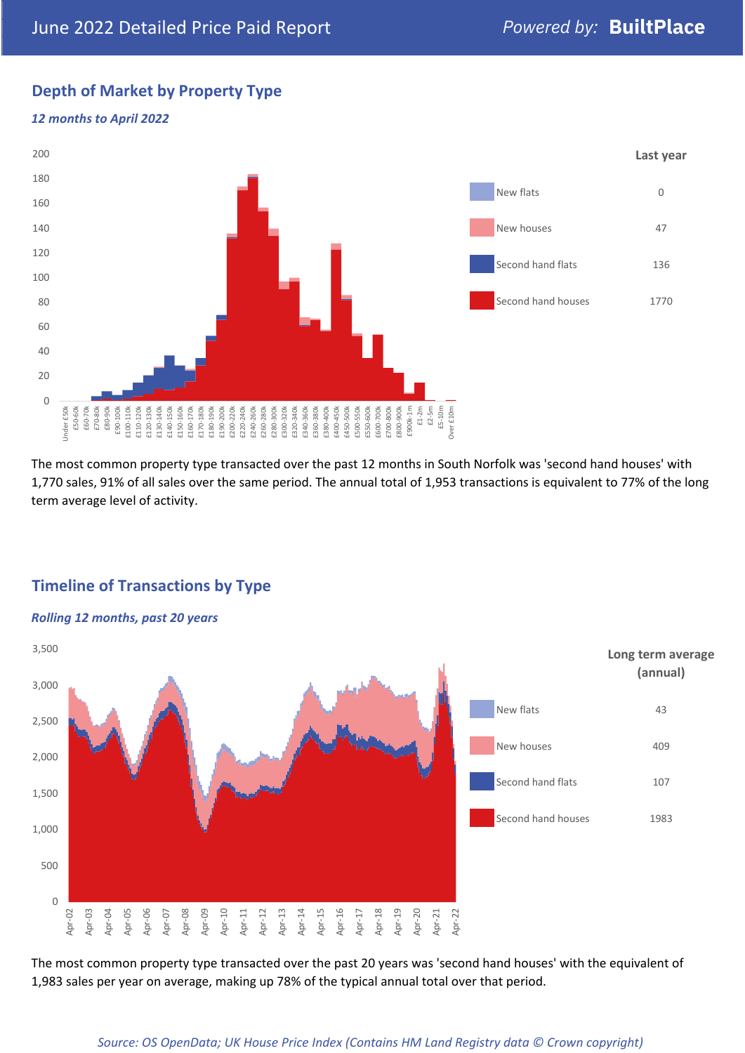## Depth of Market by Property Type

*12 months to April 2022*

200
180
160
140
120
100
80
60
40
20
0

Under £50k, £50-60k, £60-70k, £70-80k, £80-90k, £90-100k, £100-110k, £110-120k, £120-130k, £130-140k, £140-150k, £150-160k, £160-170k, £170-180k, £180-190k, £190-200k, £200-220k, £220-240k, £240-260k, £260-280k, £280-300k, £300-320k, £320-340k, £340-360k, £360-380k, £380-400k, £400-450k, £450-500k, £500-550k, £550-600k, £600-700k, £700-800k, £800-900k, £900k-1m, £1-2m, £2-5m, £5-10m, Over £10m

Last year

New flats 0
New houses 47
Second hand flats 136
Second hand houses 1770

The most common property type transacted over the past 12 months in South Norfolk was 'second hand houses' with 1,770 sales, 91% of all sales over the same period. The annual total of 1,953 transactions is equivalent to 77% of the long term average level of activity.

## Timeline of Transactions by Type

*Rolling 12 months, past 20 years*

3,500
3,000
2,500
2,000
1,500
1,000
500
0

Apr-02, Apr-03, Apr-04, Apr-05, Apr-06, Apr-07, Apr-08, Apr-09, Apr-10, Apr-11, Apr-12, Apr-13, Apr-14, Apr-15, Apr-16, Apr-17, Apr-18, Apr-19, Apr-20, Apr-21, Apr-22

Long term average (annual)

New flats 43
New houses 409
Second hand flats 107
Second hand houses 1983

The most common property type transacted over the past 20 years was 'second hand houses' with the equivalent of 1,983 sales per year on average, making up 78% of the typical annual total over that period.

*Source: OS OpenData; UK House Price Index (Contains HM Land Registry data © Crown copyright)*